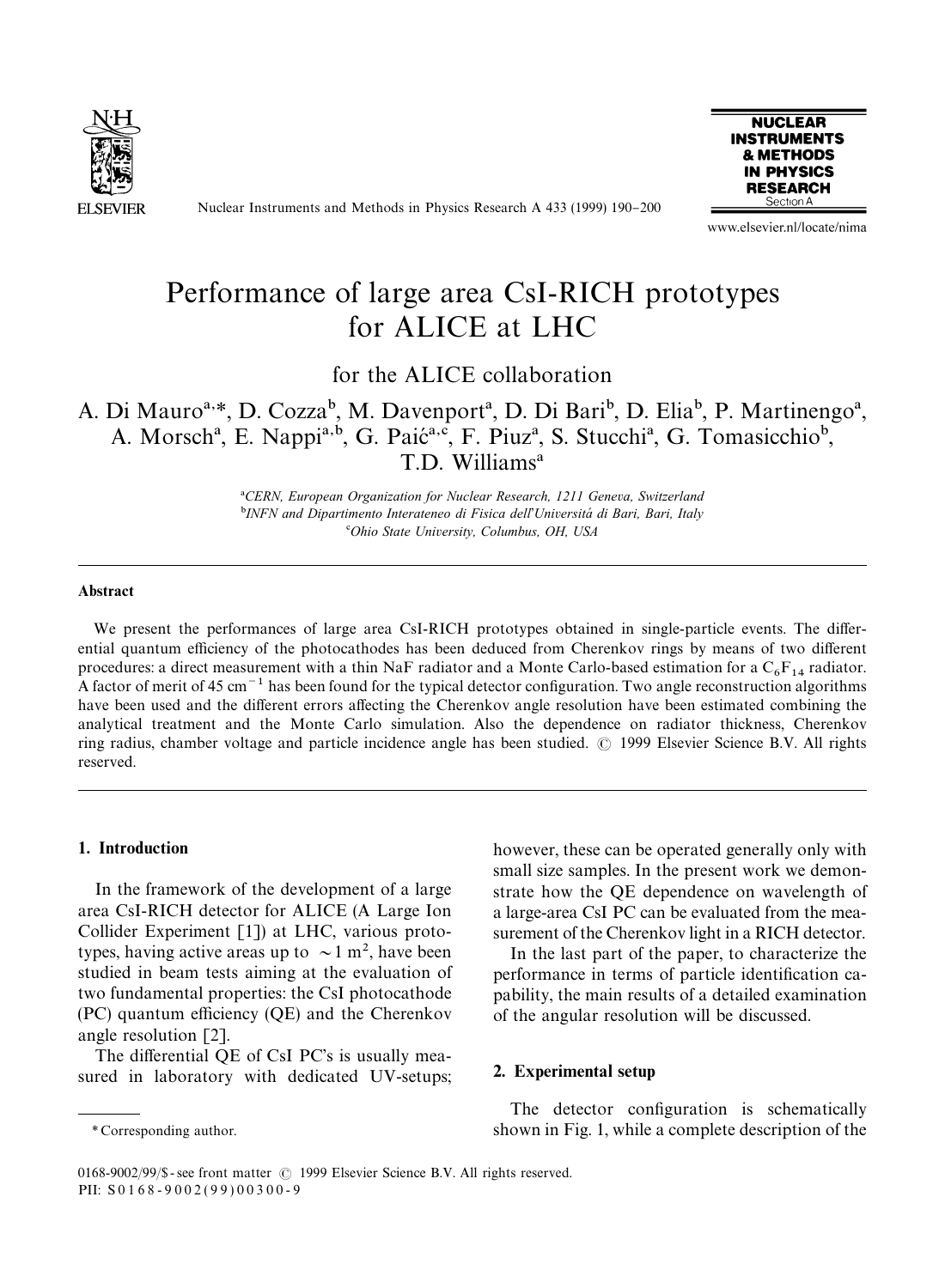# Performance of large area CsI-RICH prototypes for ALICE at LHC

for the ALICE collaboration

A. Di Mauro[a,*], D. Cozza[b], M. Davenport[a], D. Di Bari[b], D. Elia[b], P. Martinengo[a], A. Morsch[a], E. Nappi[a,b], G. Paić[a,c], F. Piuz[a], S. Stucchi[a], G. Tomasicchio[b], T.D. Williams[a]

[a] *CERN, European Organization for Nuclear Research, 1211 Geneva, Switzerland*
[b] *INFN and Dipartimento Interateneo di Fisica dell'Universitá di Bari, Bari, Italy*
[c] *Ohio State University, Columbus, OH, USA*

## Abstract

We present the performances of large area CsI-RICH prototypes obtained in single-particle events. The differential quantum efficiency of the photocathodes has been deduced from Cherenkov rings by means of two different procedures: a direct measurement with a thin NaF radiator and a Monte Carlo-based estimation for a $C_6F_{14}$ radiator. A factor of merit of 45 $cm^{-1}$ has been found for the typical detector configuration. Two angle reconstruction algorithms have been used and the different errors affecting the Cherenkov angle resolution have been estimated combining the analytical treatment and the Monte Carlo simulation. Also the dependence on radiator thickness, Cherenkov ring radius, chamber voltage and particle incidence angle has been studied. © 1999 Elsevier Science B.V. All rights reserved.

## 1. Introduction

In the framework of the development of a large area CsI-RICH detector for ALICE (A Large Ion Collider Experiment [1]) at LHC, various prototypes, having active areas up to $\sim 1\ m^2$, have been studied in beam tests aiming at the evaluation of two fundamental properties: the CsI photocathode (PC) quantum efficiency (QE) and the Cherenkov angle resolution [2].

The differential QE of CsI PC's is usually measured in laboratory with dedicated UV-setups; however, these can be operated generally only with small size samples. In the present work we demonstrate how the QE dependence on wavelength of a large-area CsI PC can be evaluated from the measurement of the Cherenkov light in a RICH detector.

In the last part of the paper, to characterize the performance in terms of particle identification capability, the main results of a detailed examination of the angular resolution will be discussed.

## 2. Experimental setup

The detector configuration is schematically shown in Fig. 1, while a complete description of the

* Corresponding author.

0168-9002/99/$ - see front matter © 1999 Elsevier Science B.V. All rights reserved.
PII: S0168-9002(99)00300-9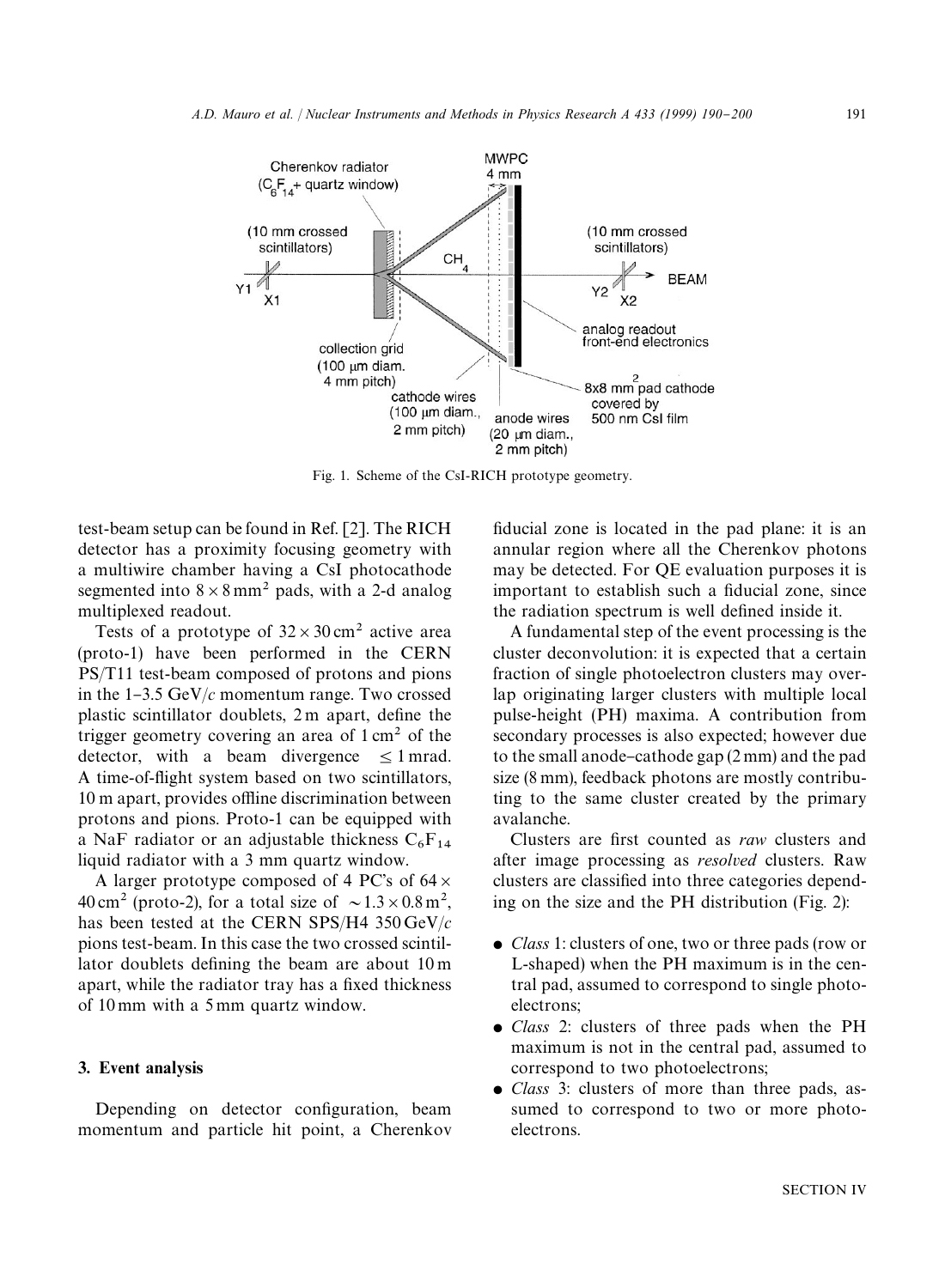Fig. 1. Scheme of the CsI-RICH prototype geometry.

test-beam setup can be found in Ref. [2]. The RICH detector has a proximity focusing geometry with a multiwire chamber having a CsI photocathode segmented into $8 \times 8\,\mathrm{mm}^2$ pads, with a 2-d analog multiplexed readout.

Tests of a prototype of $32 \times 30\,\mathrm{cm}^2$ active area (proto-1) have been performed in the CERN PS/T11 test-beam composed of protons and pions in the 1–3.5 GeV/$c$ momentum range. Two crossed plastic scintillator doublets, 2 m apart, define the trigger geometry covering an area of $1\,\mathrm{cm}^2$ of the detector, with a beam divergence $\leq 1$ mrad. A time-of-flight system based on two scintillators, 10 m apart, provides offline discrimination between protons and pions. Proto-1 can be equipped with a NaF radiator or an adjustable thickness $C_6F_{14}$ liquid radiator with a 3 mm quartz window.

A larger prototype composed of 4 PC's of $64 \times 40\,\mathrm{cm}^2$ (proto-2), for a total size of $\sim 1.3 \times 0.8\,\mathrm{m}^2$, has been tested at the CERN SPS/H4 350 GeV/$c$ pions test-beam. In this case the two crossed scintillator doublets defining the beam are about 10 m apart, while the radiator tray has a fixed thickness of 10 mm with a 5 mm quartz window.

## 3. Event analysis

Depending on detector configuration, beam momentum and particle hit point, a Cherenkov fiducial zone is located in the pad plane: it is an annular region where all the Cherenkov photons may be detected. For QE evaluation purposes it is important to establish such a fiducial zone, since the radiation spectrum is well defined inside it.

A fundamental step of the event processing is the cluster deconvolution: it is expected that a certain fraction of single photoelectron clusters may overlap originating larger clusters with multiple local pulse-height (PH) maxima. A contribution from secondary processes is also expected; however due to the small anode–cathode gap (2 mm) and the pad size (8 mm), feedback photons are mostly contributing to the same cluster created by the primary avalanche.

Clusters are first counted as *raw* clusters and after image processing as *resolved* clusters. Raw clusters are classified into three categories depending on the size and the PH distribution (Fig. 2):

- *Class* 1: clusters of one, two or three pads (row or L-shaped) when the PH maximum is in the central pad, assumed to correspond to single photoelectrons;
- *Class* 2: clusters of three pads when the PH maximum is not in the central pad, assumed to correspond to two photoelectrons;
- *Class* 3: clusters of more than three pads, assumed to correspond to two or more photoelectrons.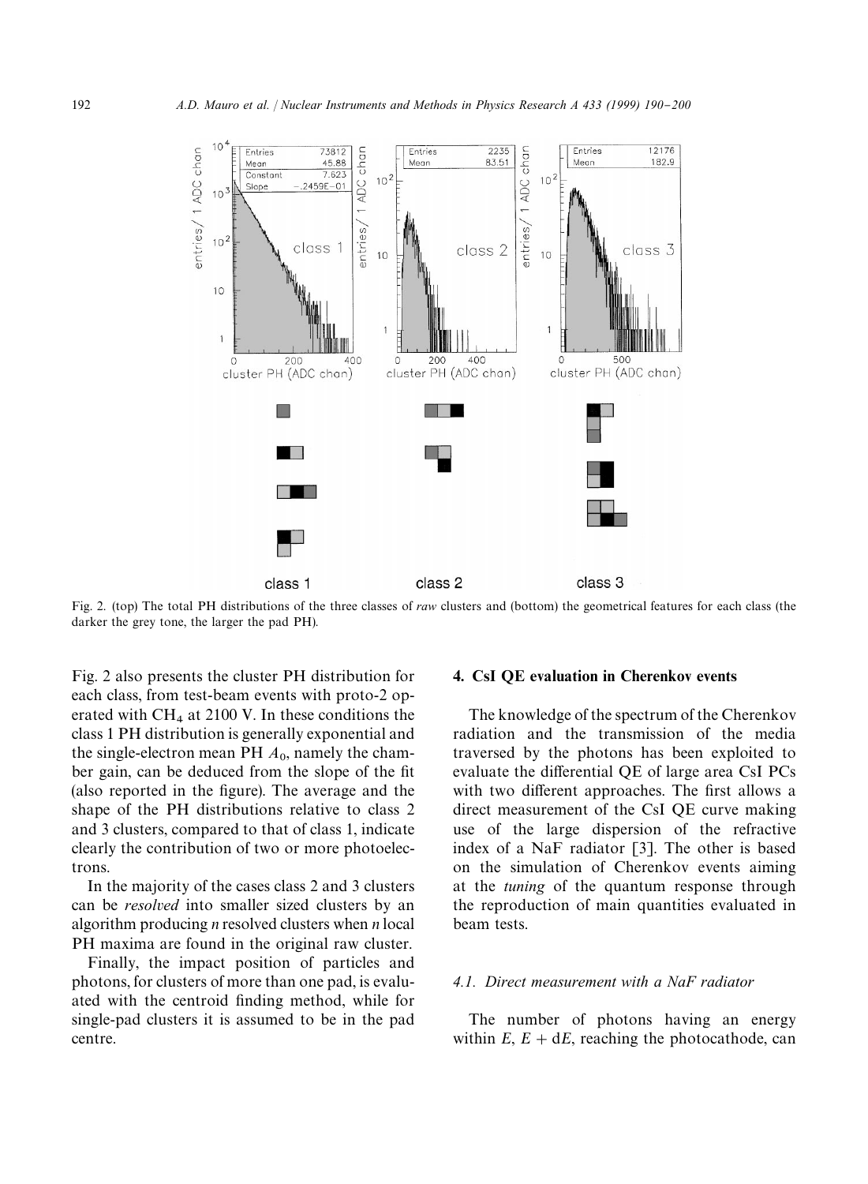Fig. 2. (top) The total PH distributions of the three classes of *raw* clusters and (bottom) the geometrical features for each class (the darker the grey tone, the larger the pad PH).

Fig. 2 also presents the cluster PH distribution for each class, from test-beam events with proto-2 operated with $CH_4$ at 2100 V. In these conditions the class 1 PH distribution is generally exponential and the single-electron mean PH $A_0$, namely the chamber gain, can be deduced from the slope of the fit (also reported in the figure). The average and the shape of the PH distributions relative to class 2 and 3 clusters, compared to that of class 1, indicate clearly the contribution of two or more photoelectrons.

In the majority of the cases class 2 and 3 clusters can be *resolved* into smaller sized clusters by an algorithm producing *n* resolved clusters when *n* local PH maxima are found in the original raw cluster.

Finally, the impact position of particles and photons, for clusters of more than one pad, is evaluated with the centroid finding method, while for single-pad clusters it is assumed to be in the pad centre.

## 4. CsI QE evaluation in Cherenkov events

The knowledge of the spectrum of the Cherenkov radiation and the transmission of the media traversed by the photons has been exploited to evaluate the differential QE of large area CsI PCs with two different approaches. The first allows a direct measurement of the CsI QE curve making use of the large dispersion of the refractive index of a NaF radiator [3]. The other is based on the simulation of Cherenkov events aiming at the *tuning* of the quantum response through the reproduction of main quantities evaluated in beam tests.

### 4.1. Direct measurement with a NaF radiator

The number of photons having an energy within $E$, $E + \mathrm{d}E$, reaching the photocathode, can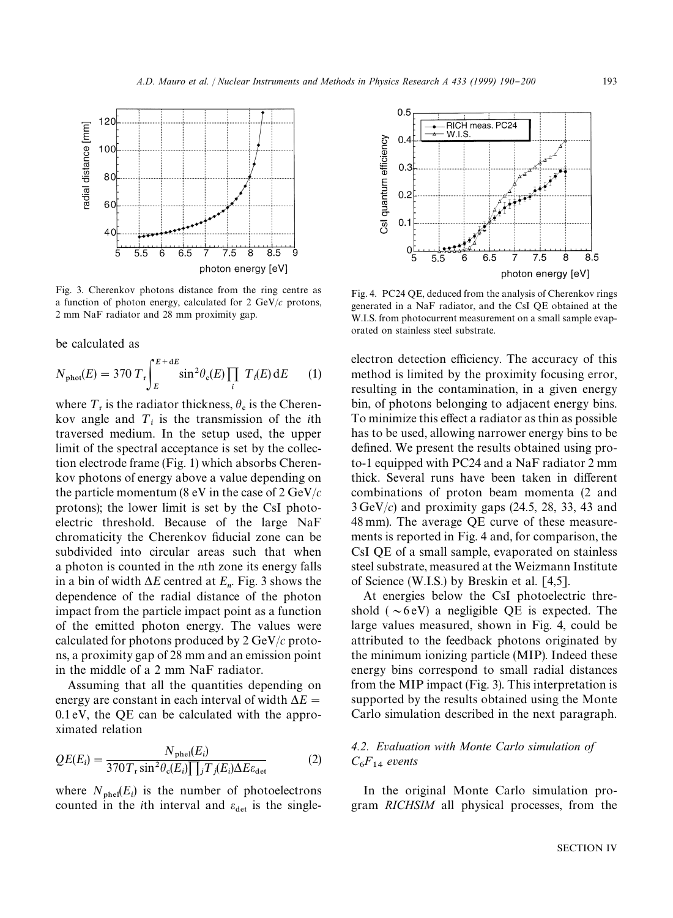Fig. 3. Cherenkov photons distance from the ring centre as a function of photon energy, calculated for 2 GeV/$c$ protons, 2 mm NaF radiator and 28 mm proximity gap.

Fig. 4. PC24 QE, deduced from the analysis of Cherenkov rings generated in a NaF radiator, and the CsI QE obtained at the W.I.S. from photocurrent measurement on a small sample evaporated on stainless steel substrate.

be calculated as

$$N_{\mathrm{phot}}(E) = 370\, T_{\mathrm{r}} \int_{E}^{E+\mathrm{d}E} \sin^2\theta_{\mathrm{c}}(E) \prod_i T_i(E)\, \mathrm{d}E \qquad (1)$$

where $T_{\mathrm{r}}$ is the radiator thickness, $\theta_{\mathrm{c}}$ is the Cherenkov angle and $T_i$ is the transmission of the $i$th traversed medium. In the setup used, the upper limit of the spectral acceptance is set by the collection electrode frame (Fig. 1) which absorbs Cherenkov photons of energy above a value depending on the particle momentum (8 eV in the case of 2 GeV/$c$ protons); the lower limit is set by the CsI photoelectric threshold. Because of the large NaF chromaticity the Cherenkov fiducial zone can be subdivided into circular areas such that when a photon is counted in the $n$th zone its energy falls in a bin of width $\Delta E$ centred at $E_n$. Fig. 3 shows the dependence of the radial distance of the photon impact from the particle impact point as a function of the emitted photon energy. The values were calculated for photons produced by 2 GeV/$c$ protons, a proximity gap of 28 mm and an emission point in the middle of a 2 mm NaF radiator.

Assuming that all the quantities depending on energy are constant in each interval of width $\Delta E =$ 0.1 eV, the QE can be calculated with the approximated relation

$$QE(E_i) = \frac{N_{\mathrm{phel}}(E_i)}{370 T_{\mathrm{r}} \sin^2\theta_{\mathrm{c}}(E_i) \prod_j T_j(E_i) \Delta E \varepsilon_{\mathrm{det}}} \qquad (2)$$

where $N_{\mathrm{phel}}(E_i)$ is the number of photoelectrons counted in the $i$th interval and $\varepsilon_{\mathrm{det}}$ is the single-electron detection efficiency. The accuracy of this method is limited by the proximity focusing error, resulting in the contamination, in a given energy bin, of photons belonging to adjacent energy bins. To minimize this effect a radiator as thin as possible has to be used, allowing narrower energy bins to be defined. We present the results obtained using proto-1 equipped with PC24 and a NaF radiator 2 mm thick. Several runs have been taken in different combinations of proton beam momenta (2 and 3 GeV/$c$) and proximity gaps (24.5, 28, 33, 43 and 48 mm). The average QE curve of these measurements is reported in Fig. 4 and, for comparison, the CsI QE of a small sample, evaporated on stainless steel substrate, measured at the Weizmann Institute of Science (W.I.S.) by Breskin et al. [4,5].

At energies below the CsI photoelectric threshold ($\sim$6 eV) a negligible QE is expected. The large values measured, shown in Fig. 4, could be attributed to the feedback photons originated by the minimum ionizing particle (MIP). Indeed these energy bins correspond to small radial distances from the MIP impact (Fig. 3). This interpretation is supported by the results obtained using the Monte Carlo simulation described in the next paragraph.

### 4.2. Evaluation with Monte Carlo simulation of $C_6F_{14}$ events

In the original Monte Carlo simulation program *RICHSIM* all physical processes, from the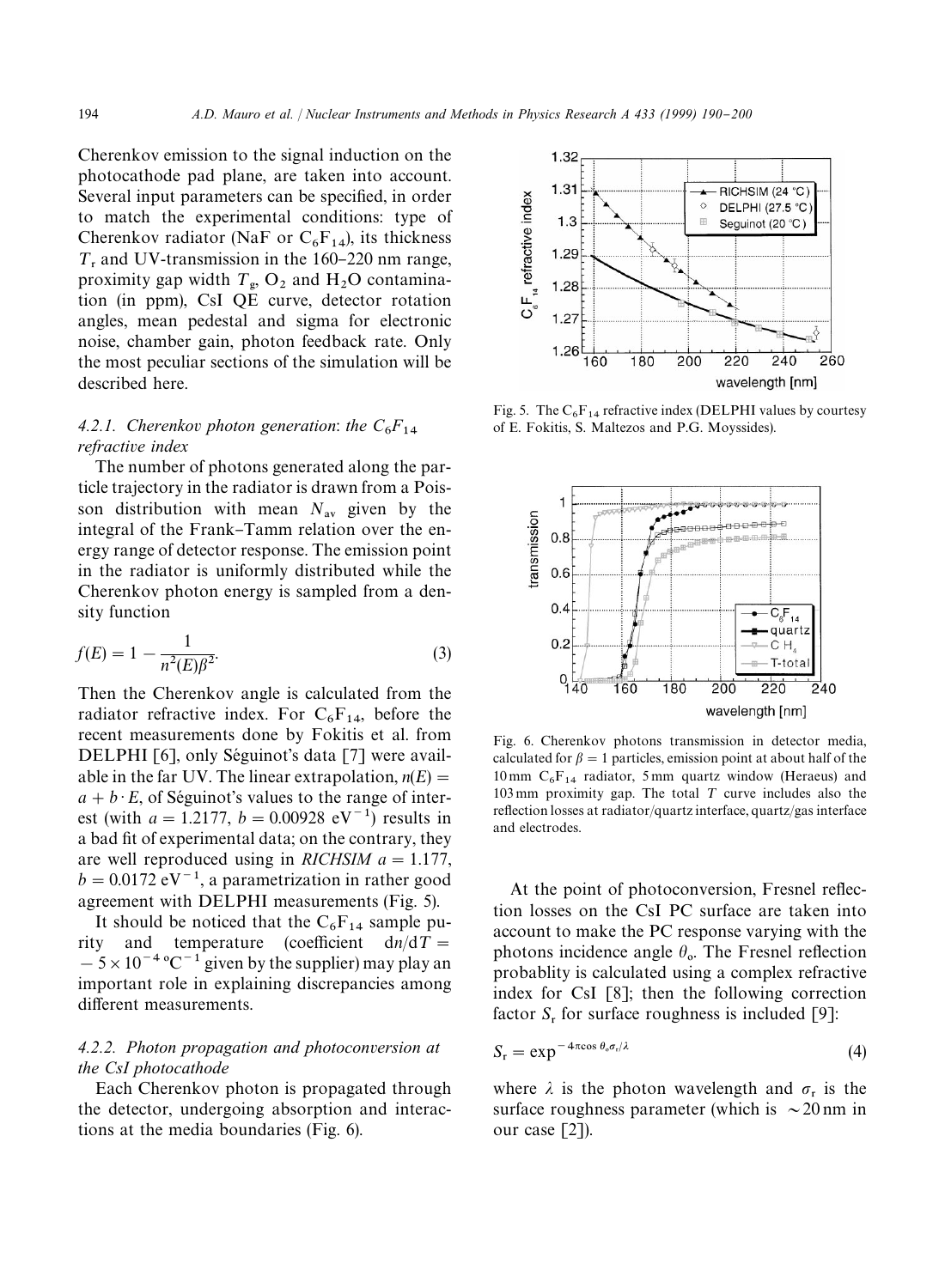Cherenkov emission to the signal induction on the photocathode pad plane, are taken into account. Several input parameters can be specified, in order to match the experimental conditions: type of Cherenkov radiator (NaF or $C_6F_{14}$), its thickness $T_r$ and UV-transmission in the 160–220 nm range, proximity gap width $T_g$, $O_2$ and $H_2O$ contamination (in ppm), CsI QE curve, detector rotation angles, mean pedestal and sigma for electronic noise, chamber gain, photon feedback rate. Only the most peculiar sections of the simulation will be described here.

#### 4.2.1. Cherenkov photon generation: the $C_6F_{14}$ refractive index

The number of photons generated along the particle trajectory in the radiator is drawn from a Poisson distribution with mean $N_{av}$ given by the integral of the Frank–Tamm relation over the energy range of detector response. The emission point in the radiator is uniformly distributed while the Cherenkov photon energy is sampled from a density function

$$f(E) = 1 - \frac{1}{n^2(E)\beta^2}. \tag{3}$$

Then the Cherenkov angle is calculated from the radiator refractive index. For $C_6F_{14}$, before the recent measurements done by Fokitis et al. from DELPHI [6], only Séguinot's data [7] were available in the far UV. The linear extrapolation, $n(E) = a + b \cdot E$, of Séguinot's values to the range of interest (with $a = 1.2177$, $b = 0.00928\ \text{eV}^{-1}$) results in a bad fit of experimental data; on the contrary, they are well reproduced using in *RICHSIM* $a = 1.177$, $b = 0.0172\ \text{eV}^{-1}$, a parametrization in rather good agreement with DELPHI measurements (Fig. 5).

It should be noticed that the $C_6F_{14}$ sample purity and temperature (coefficient $\mathrm{d}n/\mathrm{d}T = -5 \times 10^{-4}\ {}^{\circ}\text{C}^{-1}$ given by the supplier) may play an important role in explaining discrepancies among different measurements.

#### 4.2.2. Photon propagation and photoconversion at the CsI photocathode

Each Cherenkov photon is propagated through the detector, undergoing absorption and interactions at the media boundaries (Fig. 6).

Fig. 5. The $C_6F_{14}$ refractive index (DELPHI values by courtesy of E. Fokitis, S. Maltezos and P.G. Moyssides).

Fig. 6. Cherenkov photons transmission in detector media, calculated for $\beta = 1$ particles, emission point at about half of the 10 mm $C_6F_{14}$ radiator, 5 mm quartz window (Heraeus) and 103 mm proximity gap. The total $T$ curve includes also the reflection losses at radiator/quartz interface, quartz/gas interface and electrodes.

At the point of photoconversion, Fresnel reflection losses on the CsI PC surface are taken into account to make the PC response varying with the photons incidence angle $\theta_o$. The Fresnel reflection probablity is calculated using a complex refractive index for CsI [8]; then the following correction factor $S_r$ for surface roughness is included [9]:

$$S_r = \exp^{-4\pi\cos\theta_o\sigma_r/\lambda} \tag{4}$$

where $\lambda$ is the photon wavelength and $\sigma_r$ is the surface roughness parameter (which is $\sim 20$ nm in our case [2]).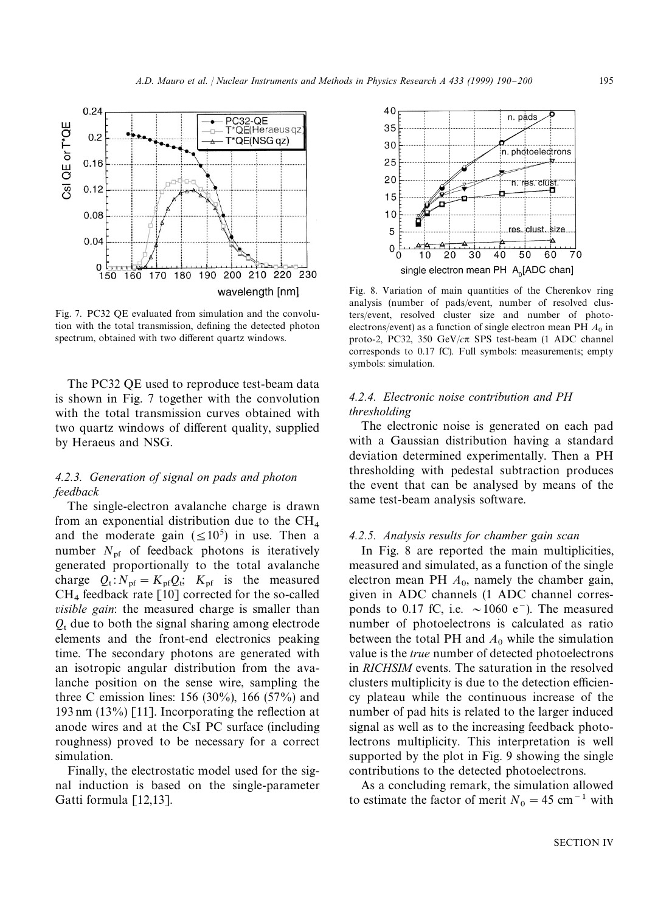Fig. 7. PC32 QE evaluated from simulation and the convolution with the total transmission, defining the detected photon spectrum, obtained with two different quartz windows.

The PC32 QE used to reproduce test-beam data is shown in Fig. 7 together with the convolution with the total transmission curves obtained with two quartz windows of different quality, supplied by Heraeus and NSG.

#### 4.2.3. Generation of signal on pads and photon feedback

The single-electron avalanche charge is drawn from an exponential distribution due to the $CH_4$ and the moderate gain ($\leq 10^5$) in use. Then a number $N_{pf}$ of feedback photons is iteratively generated proportionally to the total avalanche charge $Q_t$: $N_{pf} = K_{pf} Q_t$; $K_{pf}$ is the measured $CH_4$ feedback rate [10] corrected for the so-called *visible gain*: the measured charge is smaller than $Q_t$ due to both the signal sharing among electrode elements and the front-end electronics peaking time. The secondary photons are generated with an isotropic angular distribution from the avalanche position on the sense wire, sampling the three C emission lines: 156 (30%), 166 (57%) and 193 nm (13%) [11]. Incorporating the reflection at anode wires and at the CsI PC surface (including roughness) proved to be necessary for a correct simulation.

Finally, the electrostatic model used for the signal induction is based on the single-parameter Gatti formula [12,13].

Fig. 8. Variation of main quantities of the Cherenkov ring analysis (number of pads/event, number of resolved clusters/event, resolved cluster size and number of photoelectrons/event) as a function of single electron mean PH $A_0$ in proto-2, PC32, 350 GeV/$c$ $\pi$ SPS test-beam (1 ADC channel corresponds to 0.17 fC). Full symbols: measurements; empty symbols: simulation.

#### 4.2.4. Electronic noise contribution and PH thresholding

The electronic noise is generated on each pad with a Gaussian distribution having a standard deviation determined experimentally. Then a PH thresholding with pedestal subtraction produces the event that can be analysed by means of the same test-beam analysis software.

#### 4.2.5. Analysis results for chamber gain scan

In Fig. 8 are reported the main multiplicities, measured and simulated, as a function of the single electron mean PH $A_0$, namely the chamber gain, given in ADC channels (1 ADC channel corresponds to 0.17 fC, i.e. $\sim 1060$ $e^-$). The measured number of photoelectrons is calculated as ratio between the total PH and $A_0$ while the simulation value is the *true* number of detected photoelectrons in *RICHSIM* events. The saturation in the resolved clusters multiplicity is due to the detection efficiency plateau while the continuous increase of the number of pad hits is related to the larger induced signal as well as to the increasing feedback photoelectrons multiplicity. This interpretation is well supported by the plot in Fig. 9 showing the single contributions to the detected photoelectrons.

As a concluding remark, the simulation allowed to estimate the factor of merit $N_0 = 45$ cm$^{-1}$ with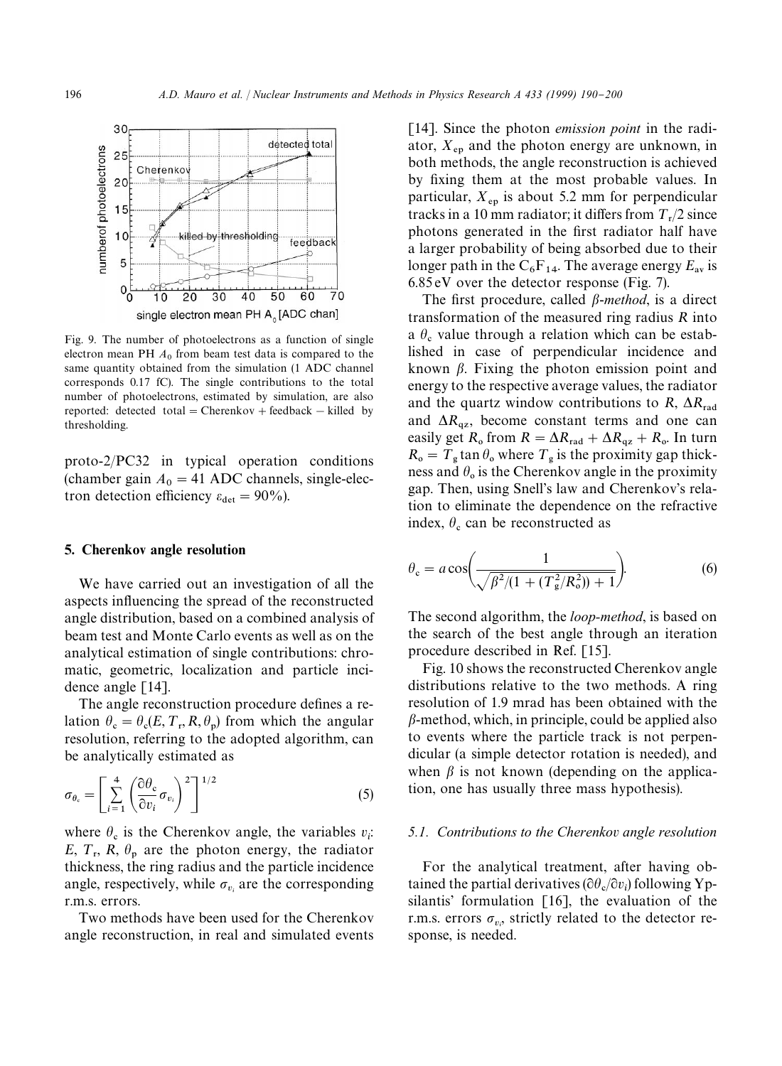Fig. 9. The number of photoelectrons as a function of single electron mean PH $A_0$ from beam test data is compared to the same quantity obtained from the simulation (1 ADC channel corresponds 0.17 fC). The single contributions to the total number of photoelectrons, estimated by simulation, are also reported: detected total = Cherenkov + feedback − killed by thresholding.

proto-2/PC32 in typical operation conditions (chamber gain $A_0 = 41$ ADC channels, single-electron detection efficiency $\varepsilon_{det} = 90\%$).

## 5. Cherenkov angle resolution

We have carried out an investigation of all the aspects influencing the spread of the reconstructed angle distribution, based on a combined analysis of beam test and Monte Carlo events as well as on the analytical estimation of single contributions: chromatic, geometric, localization and particle incidence angle [14].

The angle reconstruction procedure defines a relation $\theta_c = \theta_c(E, T_r, R, \theta_p)$ from which the angular resolution, referring to the adopted algorithm, can be analytically estimated as

$$\sigma_{\theta_c} = \left[ \sum_{i=1}^{4} \left( \frac{\partial \theta_c}{\partial v_i} \sigma_{v_i} \right)^2 \right]^{1/2} \tag{5}$$

where $\theta_c$ is the Cherenkov angle, the variables $v_i$: $E$, $T_r$, $R$, $\theta_p$ are the photon energy, the radiator thickness, the ring radius and the particle incidence angle, respectively, while $\sigma_{v_i}$ are the corresponding r.m.s. errors.

Two methods have been used for the Cherenkov angle reconstruction, in real and simulated events [14]. Since the photon *emission point* in the radiator, $X_{ep}$ and the photon energy are unknown, in both methods, the angle reconstruction is achieved by fixing them at the most probable values. In particular, $X_{ep}$ is about 5.2 mm for perpendicular tracks in a 10 mm radiator; it differs from $T_r/2$ since photons generated in the first radiator half have a larger probability of being absorbed due to their longer path in the $C_6F_{14}$. The average energy $E_{av}$ is 6.85 eV over the detector response (Fig. 7).

The first procedure, called *β-method*, is a direct transformation of the measured ring radius $R$ into a $\theta_c$ value through a relation which can be established in case of perpendicular incidence and known $\beta$. Fixing the photon emission point and energy to the respective average values, the radiator and the quartz window contributions to $R$, $\Delta R_{rad}$ and $\Delta R_{qz}$, become constant terms and one can easily get $R_o$ from $R = \Delta R_{rad} + \Delta R_{qz} + R_o$. In turn $R_o = T_g \tan \theta_o$ where $T_g$ is the proximity gap thickness and $\theta_o$ is the Cherenkov angle in the proximity gap. Then, using Snell's law and Cherenkov's relation to eliminate the dependence on the refractive index, $\theta_c$ can be reconstructed as

$$\theta_c = a\cos\left( \frac{1}{\sqrt{\beta^2/(1 + (T_g^2/R_o^2)) + 1}} \right). \tag{6}$$

The second algorithm, the *loop-method*, is based on the search of the best angle through an iteration procedure described in Ref. [15].

Fig. 10 shows the reconstructed Cherenkov angle distributions relative to the two methods. A ring resolution of 1.9 mrad has been obtained with the $\beta$-method, which, in principle, could be applied also to events where the particle track is not perpendicular (a simple detector rotation is needed), and when $\beta$ is not known (depending on the application, one has usually three mass hypothesis).

### 5.1. Contributions to the Cherenkov angle resolution

For the analytical treatment, after having obtained the partial derivatives $(\partial \theta_c/\partial v_i)$ following Ypsilantis' formulation [16], the evaluation of the r.m.s. errors $\sigma_{v_i}$, strictly related to the detector response, is needed.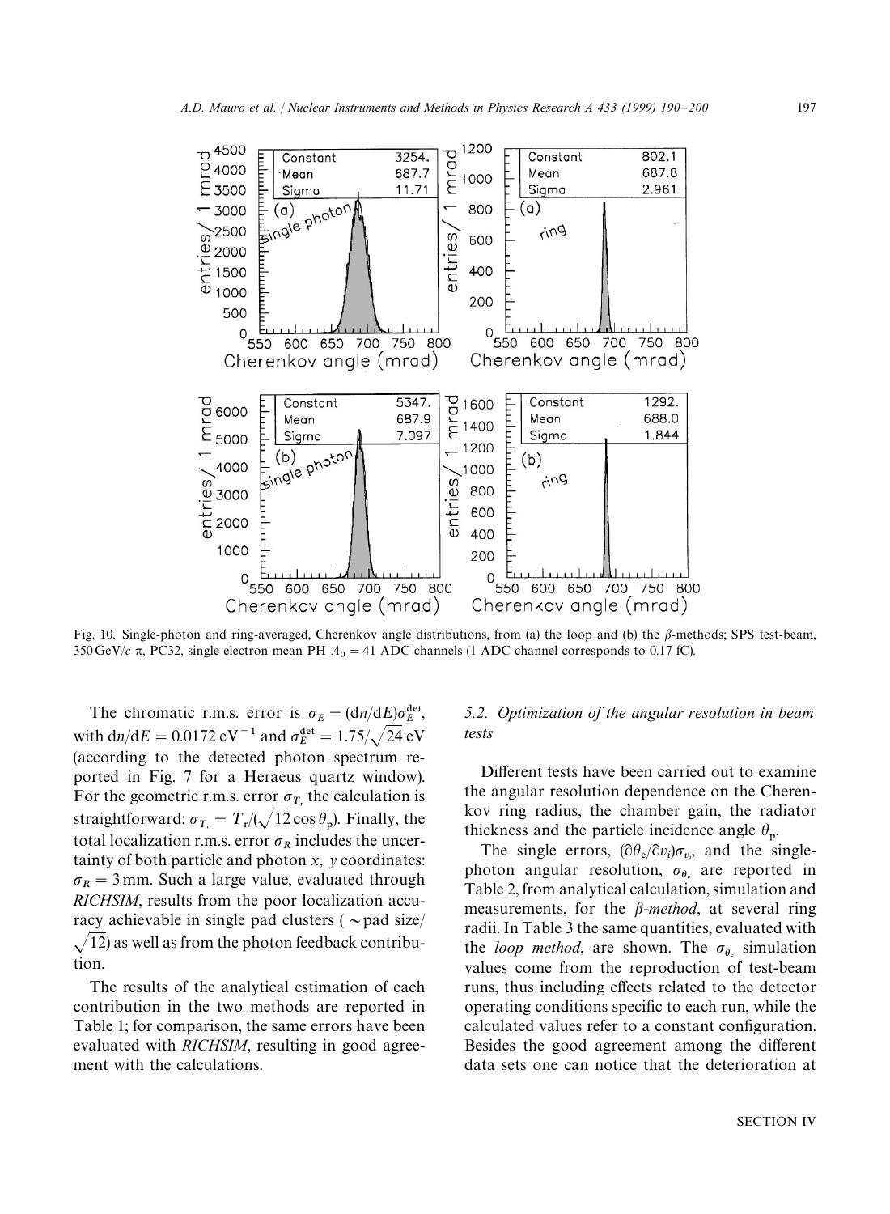Fig. 10. Single-photon and ring-averaged, Cherenkov angle distributions, from (a) the loop and (b) the $\beta$-methods; SPS test-beam, 350 GeV/$c$ $\pi$, PC32, single electron mean PH $A_0 = 41$ ADC channels (1 ADC channel corresponds to 0.17 fC).

The chromatic r.m.s. error is $\sigma_E = (\mathrm{d}n/\mathrm{d}E)\sigma_E^{\mathrm{det}}$, with $\mathrm{d}n/\mathrm{d}E = 0.0172\ \mathrm{eV}^{-1}$ and $\sigma_E^{\mathrm{det}} = 1.75/\sqrt{24}\ \mathrm{eV}$ (according to the detected photon spectrum reported in Fig. 7 for a Heraeus quartz window). For the geometric r.m.s. error $\sigma_{T_r}$ the calculation is straightforward: $\sigma_{T_r} = T_r/(\sqrt{12}\cos\theta_p)$. Finally, the total localization r.m.s. error $\sigma_R$ includes the uncertainty of both particle and photon $x$, $y$ coordinates: $\sigma_R = 3$ mm. Such a large value, evaluated through *RICHSIM*, results from the poor localization accuracy achievable in single pad clusters ($\sim$pad size/$\sqrt{12}$) as well as from the photon feedback contribution.

The results of the analytical estimation of each contribution in the two methods are reported in Table 1; for comparison, the same errors have been evaluated with *RICHSIM*, resulting in good agreement with the calculations.

### 5.2. Optimization of the angular resolution in beam tests

Different tests have been carried out to examine the angular resolution dependence on the Cherenkov ring radius, the chamber gain, the radiator thickness and the particle incidence angle $\theta_p$.

The single errors, $(\partial\theta_c/\partial v_i)\sigma_{v_i}$, and the single-photon angular resolution, $\sigma_{\theta_c}$ are reported in Table 2, from analytical calculation, simulation and measurements, for the *β-method*, at several ring radii. In Table 3 the same quantities, evaluated with the *loop method*, are shown. The $\sigma_{\theta_c}$ simulation values come from the reproduction of test-beam runs, thus including effects related to the detector operating conditions specific to each run, while the calculated values refer to a constant configuration. Besides the good agreement among the different data sets one can notice that the deterioration at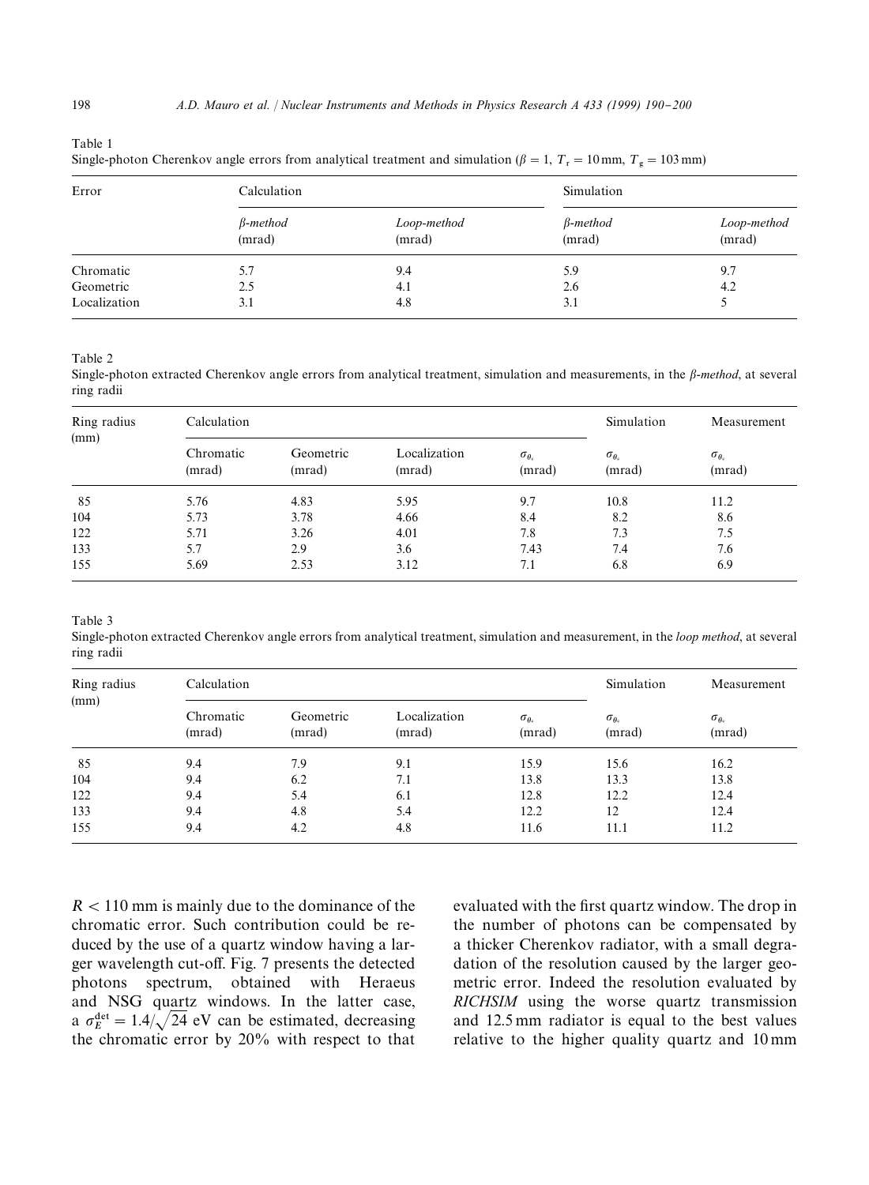Table 1
Single-photon Cherenkov angle errors from analytical treatment and simulation ($\beta = 1$, $T_r = 10$ mm, $T_g = 103$ mm)

| Error | Calculation | | Simulation | |
|---|---|---|---|---|
| | *β-method* (mrad) | *Loop-method* (mrad) | *β-method* (mrad) | *Loop-method* (mrad) |
| Chromatic | 5.7 | 9.4 | 5.9 | 9.7 |
| Geometric | 2.5 | 4.1 | 2.6 | 4.2 |
| Localization | 3.1 | 4.8 | 3.1 | 5 |

Table 2
Single-photon extracted Cherenkov angle errors from analytical treatment, simulation and measurements, in the *β-method*, at several ring radii

| Ring radius (mm) | Calculation | | | | Simulation | Measurement |
|---|---|---|---|---|---|---|
| | Chromatic (mrad) | Geometric (mrad) | Localization (mrad) | $\sigma_{\theta_c}$ (mrad) | $\sigma_{\theta_c}$ (mrad) | $\sigma_{\theta_c}$ (mrad) |
| 85 | 5.76 | 4.83 | 5.95 | 9.7 | 10.8 | 11.2 |
| 104 | 5.73 | 3.78 | 4.66 | 8.4 | 8.2 | 8.6 |
| 122 | 5.71 | 3.26 | 4.01 | 7.8 | 7.3 | 7.5 |
| 133 | 5.7 | 2.9 | 3.6 | 7.43 | 7.4 | 7.6 |
| 155 | 5.69 | 2.53 | 3.12 | 7.1 | 6.8 | 6.9 |

Table 3
Single-photon extracted Cherenkov angle errors from analytical treatment, simulation and measurement, in the *loop method*, at several ring radii

| Ring radius (mm) | Calculation | | | | Simulation | Measurement |
|---|---|---|---|---|---|---|
| | Chromatic (mrad) | Geometric (mrad) | Localization (mrad) | $\sigma_{\theta_c}$ (mrad) | $\sigma_{\theta_c}$ (mrad) | $\sigma_{\theta_c}$ (mrad) |
| 85 | 9.4 | 7.9 | 9.1 | 15.9 | 15.6 | 16.2 |
| 104 | 9.4 | 6.2 | 7.1 | 13.8 | 13.3 | 13.8 |
| 122 | 9.4 | 5.4 | 6.1 | 12.8 | 12.2 | 12.4 |
| 133 | 9.4 | 4.8 | 5.4 | 12.2 | 12 | 12.4 |
| 155 | 9.4 | 4.2 | 4.8 | 11.6 | 11.1 | 11.2 |

$R < 110$ mm is mainly due to the dominance of the chromatic error. Such contribution could be reduced by the use of a quartz window having a larger wavelength cut-off. Fig. 7 presents the detected photons spectrum, obtained with Heraeus and NSG quartz windows. In the latter case, a $\sigma_E^{\text{det}} = 1.4/\sqrt{24}$ eV can be estimated, decreasing the chromatic error by 20% with respect to that evaluated with the first quartz window. The drop in the number of photons can be compensated by a thicker Cherenkov radiator, with a small degradation of the resolution caused by the larger geometric error. Indeed the resolution evaluated by *RICHSIM* using the worse quartz transmission and 12.5 mm radiator is equal to the best values relative to the higher quality quartz and 10 mm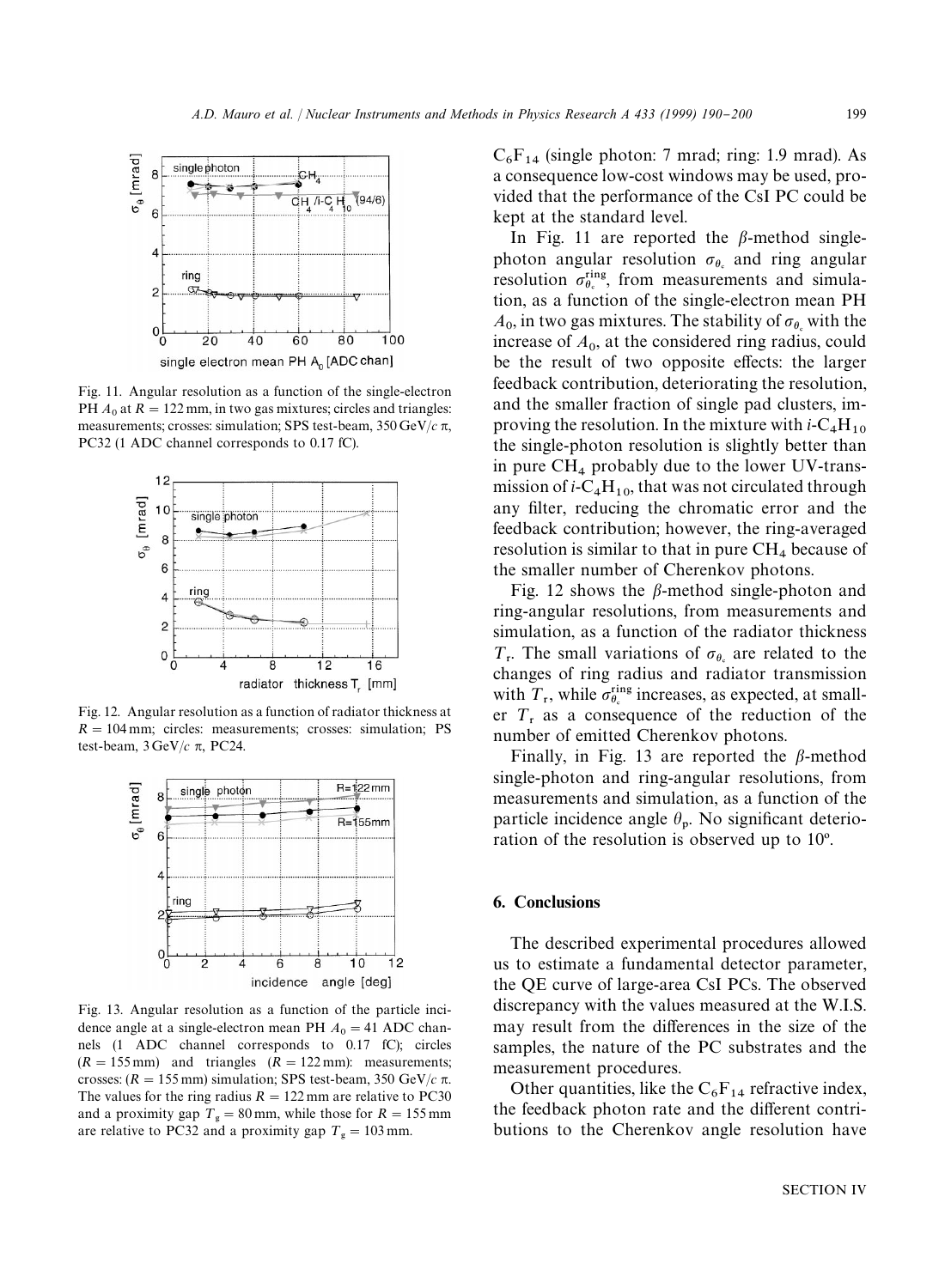Fig. 11. Angular resolution as a function of the single-electron PH $A_0$ at $R = 122$ mm, in two gas mixtures; circles and triangles: measurements; crosses: simulation; SPS test-beam, 350 GeV/$c$ $\pi$, PC32 (1 ADC channel corresponds to 0.17 fC).

Fig. 12. Angular resolution as a function of radiator thickness at $R = 104$ mm; circles: measurements; crosses: simulation; PS test-beam, 3 GeV/$c$ $\pi$, PC24.

Fig. 13. Angular resolution as a function of the particle incidence angle at a single-electron mean PH $A_0 = 41$ ADC channels (1 ADC channel corresponds to 0.17 fC); circles ($R = 155$ mm) and triangles ($R = 122$ mm): measurements; crosses: ($R = 155$ mm) simulation; SPS test-beam, 350 GeV/$c$ $\pi$. The values for the ring radius $R = 122$ mm are relative to PC30 and a proximity gap $T_g = 80$ mm, while those for $R = 155$ mm are relative to PC32 and a proximity gap $T_g = 103$ mm.

$C_6F_{14}$ (single photon: 7 mrad; ring: 1.9 mrad). As a consequence low-cost windows may be used, provided that the performance of the CsI PC could be kept at the standard level.

In Fig. 11 are reported the $\beta$-method single-photon angular resolution $\sigma_{\theta_c}$ and ring angular resolution $\sigma_{\theta_c}^{\rm ring}$, from measurements and simulation, as a function of the single-electron mean PH $A_0$, in two gas mixtures. The stability of $\sigma_{\theta_c}$ with the increase of $A_0$, at the considered ring radius, could be the result of two opposite effects: the larger feedback contribution, deteriorating the resolution, and the smaller fraction of single pad clusters, improving the resolution. In the mixture with $i$-$C_4H_{10}$ the single-photon resolution is slightly better than in pure $CH_4$ probably due to the lower UV-transmission of $i$-$C_4H_{10}$, that was not circulated through any filter, reducing the chromatic error and the feedback contribution; however, the ring-averaged resolution is similar to that in pure $CH_4$ because of the smaller number of Cherenkov photons.

Fig. 12 shows the $\beta$-method single-photon and ring-angular resolutions, from measurements and simulation, as a function of the radiator thickness $T_r$. The small variations of $\sigma_{\theta_c}$ are related to the changes of ring radius and radiator transmission with $T_r$, while $\sigma_{\theta_c}^{\rm ring}$ increases, as expected, at smaller $T_r$ as a consequence of the reduction of the number of emitted Cherenkov photons.

Finally, in Fig. 13 are reported the $\beta$-method single-photon and ring-angular resolutions, from measurements and simulation, as a function of the particle incidence angle $\theta_p$. No significant deterioration of the resolution is observed up to 10°.

## 6. Conclusions

The described experimental procedures allowed us to estimate a fundamental detector parameter, the QE curve of large-area CsI PCs. The observed discrepancy with the values measured at the W.I.S. may result from the differences in the size of the samples, the nature of the PC substrates and the measurement procedures.

Other quantities, like the $C_6F_{14}$ refractive index, the feedback photon rate and the different contributions to the Cherenkov angle resolution have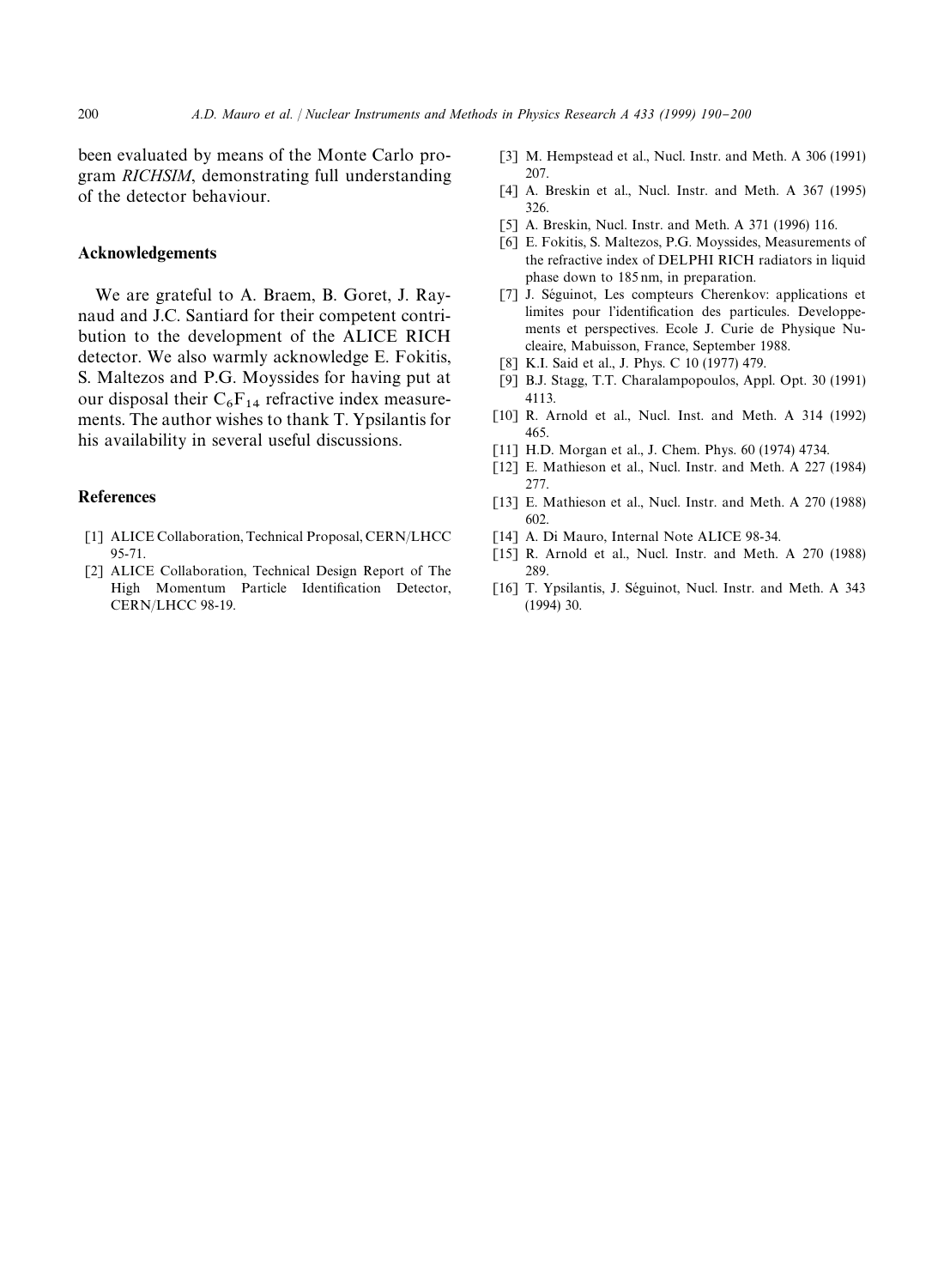been evaluated by means of the Monte Carlo program *RICHSIM*, demonstrating full understanding of the detector behaviour.

## Acknowledgements

We are grateful to A. Braem, B. Goret, J. Raynaud and J.C. Santiard for their competent contribution to the development of the ALICE RICH detector. We also warmly acknowledge E. Fokitis, S. Maltezos and P.G. Moyssides for having put at our disposal their $C_6F_{14}$ refractive index measurements. The author wishes to thank T. Ypsilantis for his availability in several useful discussions.

## References

[1] ALICE Collaboration, Technical Proposal, CERN/LHCC 95-71.

[2] ALICE Collaboration, Technical Design Report of The High Momentum Particle Identification Detector, CERN/LHCC 98-19.

[3] M. Hempstead et al., Nucl. Instr. and Meth. A 306 (1991) 207.

[4] A. Breskin et al., Nucl. Instr. and Meth. A 367 (1995) 326.

[5] A. Breskin, Nucl. Instr. and Meth. A 371 (1996) 116.

[6] E. Fokitis, S. Maltezos, P.G. Moyssides, Measurements of the refractive index of DELPHI RICH radiators in liquid phase down to 185 nm, in preparation.

[7] J. Séguinot, Les compteurs Cherenkov: applications et limites pour l'identification des particules. Developpements et perspectives. Ecole J. Curie de Physique Nucleaire, Mabuisson, France, September 1988.

[8] K.I. Said et al., J. Phys. C 10 (1977) 479.

[9] B.J. Stagg, T.T. Charalampopoulos, Appl. Opt. 30 (1991) 4113.

[10] R. Arnold et al., Nucl. Inst. and Meth. A 314 (1992) 465.

[11] H.D. Morgan et al., J. Chem. Phys. 60 (1974) 4734.

[12] E. Mathieson et al., Nucl. Instr. and Meth. A 227 (1984) 277.

[13] E. Mathieson et al., Nucl. Instr. and Meth. A 270 (1988) 602.

[14] A. Di Mauro, Internal Note ALICE 98-34.

[15] R. Arnold et al., Nucl. Instr. and Meth. A 270 (1988) 289.

[16] T. Ypsilantis, J. Séguinot, Nucl. Instr. and Meth. A 343 (1994) 30.